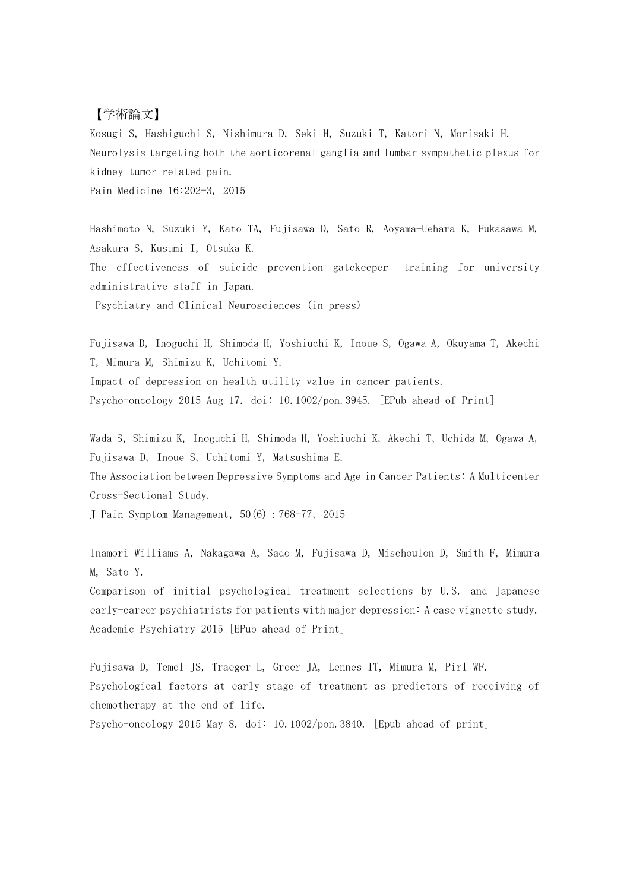【学術論文】

Kosugi S, Hashiguchi S, Nishimura D, Seki H, Suzuki T, Katori N, Morisaki H.
Neurolysis targeting both the aorticorenal ganglia and lumbar sympathetic plexus for kidney tumor related pain.
Pain Medicine 16:202-3, 2015

Hashimoto N, Suzuki Y, Kato TA, Fujisawa D, Sato R, Aoyama-Uehara K, Fukasawa M, Asakura S, Kusumi I, Otsuka K.
The effectiveness of suicide prevention gatekeeper -training for university administrative staff in Japan.
Psychiatry and Clinical Neurosciences (in press)

Fujisawa D, Inoguchi H, Shimoda H, Yoshiuchi K, Inoue S, Ogawa A, Okuyama T, Akechi T, Mimura M, Shimizu K, Uchitomi Y.
Impact of depression on health utility value in cancer patients.
Psycho-oncology 2015 Aug 17. doi: 10.1002/pon.3945. [EPub ahead of Print]

Wada S, Shimizu K, Inoguchi H, Shimoda H, Yoshiuchi K, Akechi T, Uchida M, Ogawa A, Fujisawa D, Inoue S, Uchitomi Y, Matsushima E.
The Association between Depressive Symptoms and Age in Cancer Patients: A Multicenter Cross-Sectional Study.
J Pain Symptom Management, 50(6) : 768-77, 2015

Inamori Williams A, Nakagawa A, Sado M, Fujisawa D, Mischoulon D, Smith F, Mimura M, Sato Y.
Comparison of initial psychological treatment selections by U.S. and Japanese early-career psychiatrists for patients with major depression: A case vignette study.
Academic Psychiatry 2015 [EPub ahead of Print]

Fujisawa D, Temel JS, Traeger L, Greer JA, Lennes IT, Mimura M, Pirl WF.
Psychological factors at early stage of treatment as predictors of receiving of chemotherapy at the end of life.
Psycho-oncology 2015 May 8. doi: 10.1002/pon.3840. [Epub ahead of print]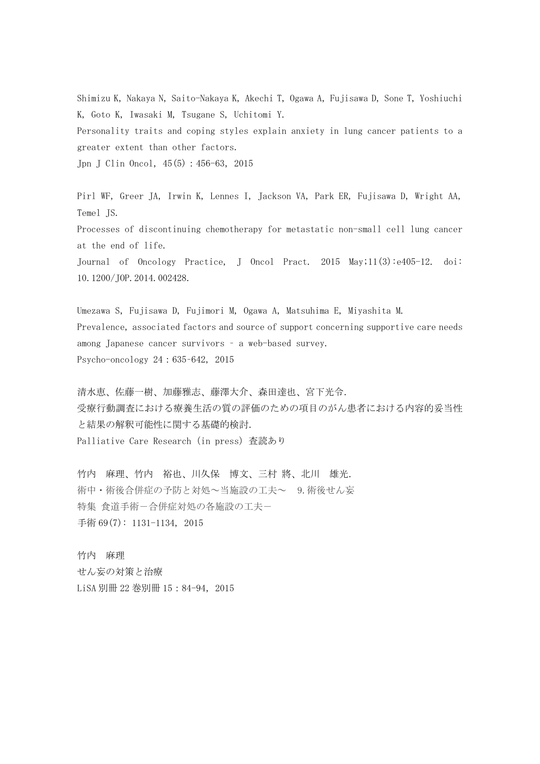Shimizu K, Nakaya N, Saito-Nakaya K, Akechi T, Ogawa A, Fujisawa D, Sone T, Yoshiuchi K, Goto K, Iwasaki M, Tsugane S, Uchitomi Y.
Personality traits and coping styles explain anxiety in lung cancer patients to a greater extent than other factors.
Jpn J Clin Oncol, 45(5)：456-63, 2015

Pirl WF, Greer JA, Irwin K, Lennes I, Jackson VA, Park ER, Fujisawa D, Wright AA, Temel JS.
Processes of discontinuing chemotherapy for metastatic non-small cell lung cancer at the end of life.
Journal of Oncology Practice, J Oncol Pract. 2015 May;11(3):e405-12. doi: 10.1200/JOP.2014.002428.

Umezawa S, Fujisawa D, Fujimori M, Ogawa A, Matsuhima E, Miyashita M.
Prevalence, associated factors and source of support concerning supportive care needs among Japanese cancer survivors – a web-based survey.
Psycho-oncology 24：635-642, 2015

清水恵、佐藤一樹、加藤雅志、藤澤大介、森田達也、宮下光令.
受療行動調査における療養生活の質の評価のための項目のがん患者における内容的妥当性と結果の解釈可能性に関する基礎的検討.
Palliative Care Research (in press) 査読あり

竹内　麻理、竹内　裕也、川久保　博文、三村 將、北川　雄光.
術中・術後合併症の予防と対処～当施設の工夫～　9.術後せん妄
特集 食道手術－合併症対処の各施設の工夫－
手術 69(7): 1131-1134, 2015

竹内　麻理
せん妄の対策と治療
LiSA 別冊 22 巻別冊 15：84-94, 2015